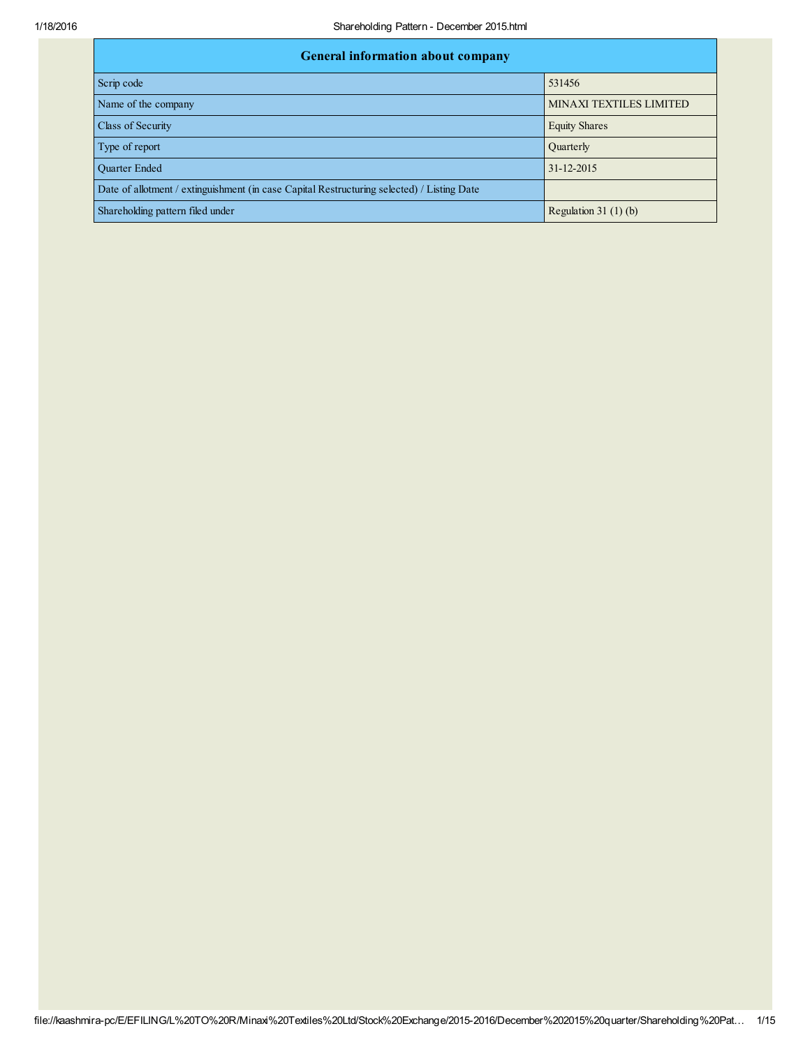| General information about company | |
|---|---|
| Scrip code | 531456 |
| Name of the company | MINAXI TEXTILES LIMITED |
| Class of Security | Equity Shares |
| Type of report | Quarterly |
| Quarter Ended | 31-12-2015 |
| Date of allotment / extinguishment (in case Capital Restructuring selected) / Listing Date | |
| Shareholding pattern filed under | Regulation 31 (1) (b) |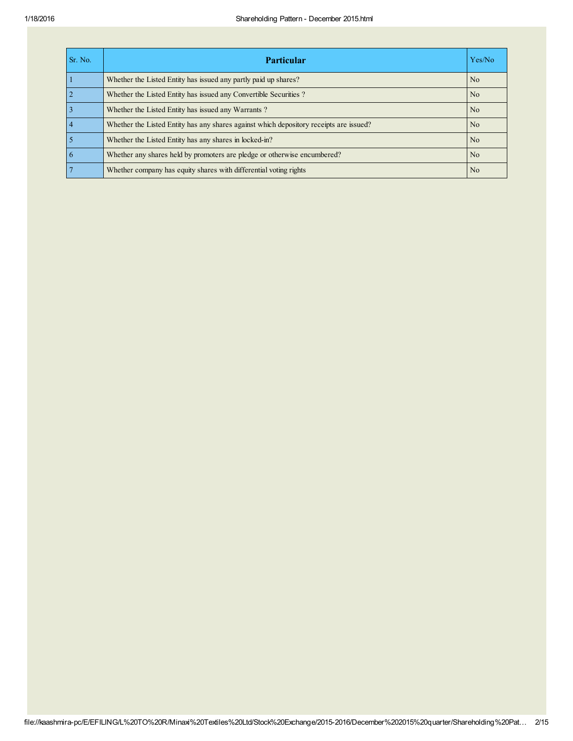| Sr. No. | Particular | Yes/No |
| --- | --- | --- |
| 1 | Whether the Listed Entity has issued any partly paid up shares? | No |
| 2 | Whether the Listed Entity has issued any Convertible Securities ? | No |
| 3 | Whether the Listed Entity has issued any Warrants ? | No |
| 4 | Whether the Listed Entity has any shares against which depository receipts are issued? | No |
| 5 | Whether the Listed Entity has any shares in locked-in? | No |
| 6 | Whether any shares held by promoters are pledge or otherwise encumbered? | No |
| 7 | Whether company has equity shares with differential voting rights | No |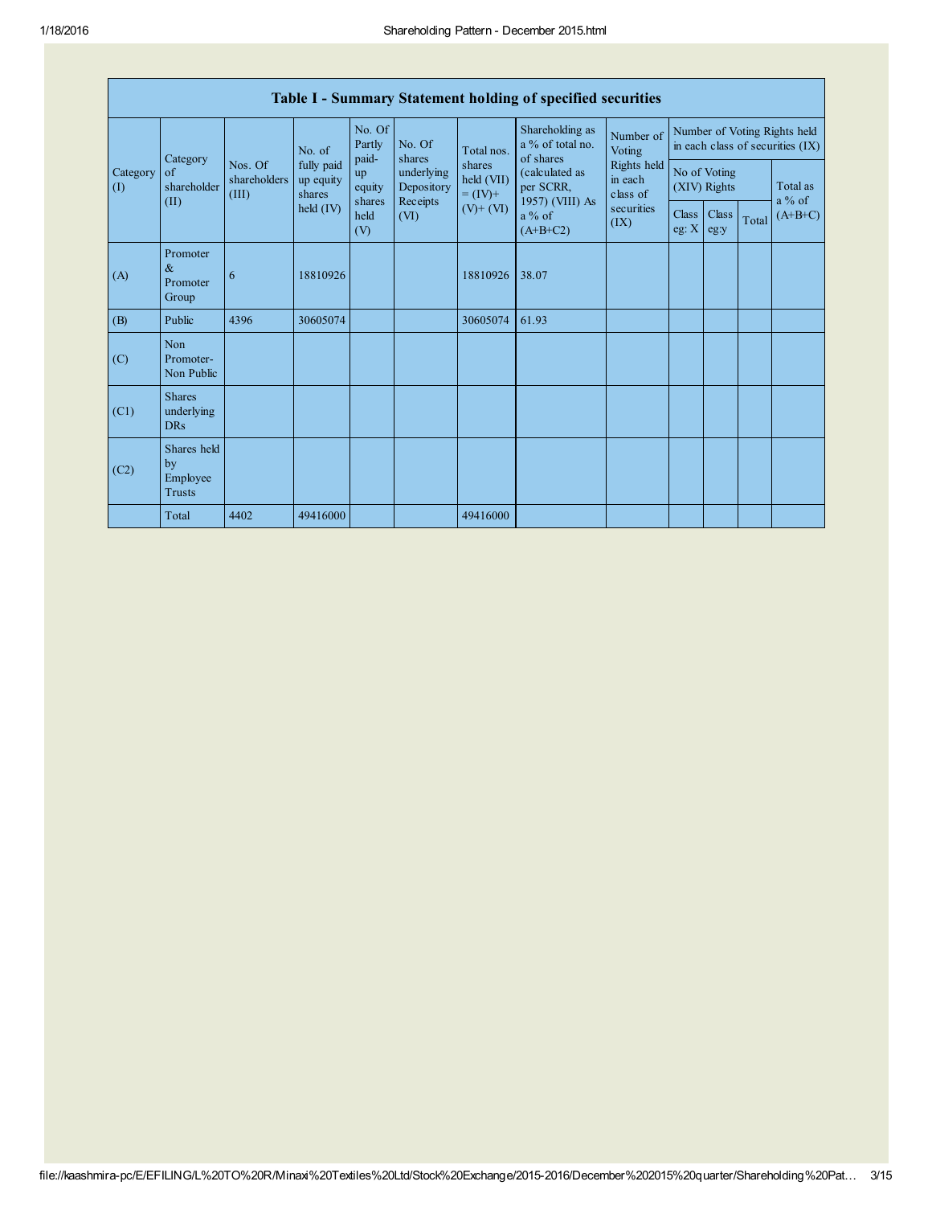| Table I - Summary Statement holding of specified securities | | | | | | | | | | | | | |
|---|---|---|---|---|---|---|---|---|---|---|---|---|---|
| Category (I) | Category of shareholder (II) | Nos. Of shareholders (III) | No. of fully paid up equity shares held (IV) | No. Of Partly paid-up equity shares held (V) | No. Of shares underlying Depository Receipts (VI) | Total nos. shares held (VII) = (IV)+ (V)+ (VI) | Shareholding as a % of total no. of shares (calculated as per SCRR, 1957) (VIII) As a % of (A+B+C2) | Number of Voting Rights held in each class of securities (IX) | Number of Voting Rights held in each class of securities (IX) | | | | |
| | | | | | | | | | No of Voting (XIV) Rights | | | Total as a % of (A+B+C) |
| | | | | | | | | | Class eg: X | Class eg:y | Total | |
| (A) | Promoter & Promoter Group | 6 | 18810926 | | | 18810926 | 38.07 | | | | | |
| (B) | Public | 4396 | 30605074 | | | 30605074 | 61.93 | | | | | |
| (C) | Non Promoter- Non Public | | | | | | | | | | | |
| (C1) | Shares underlying DRs | | | | | | | | | | | |
| (C2) | Shares held by Employee Trusts | | | | | | | | | | | |
| | Total | 4402 | 49416000 | | | 49416000 | | | | | | |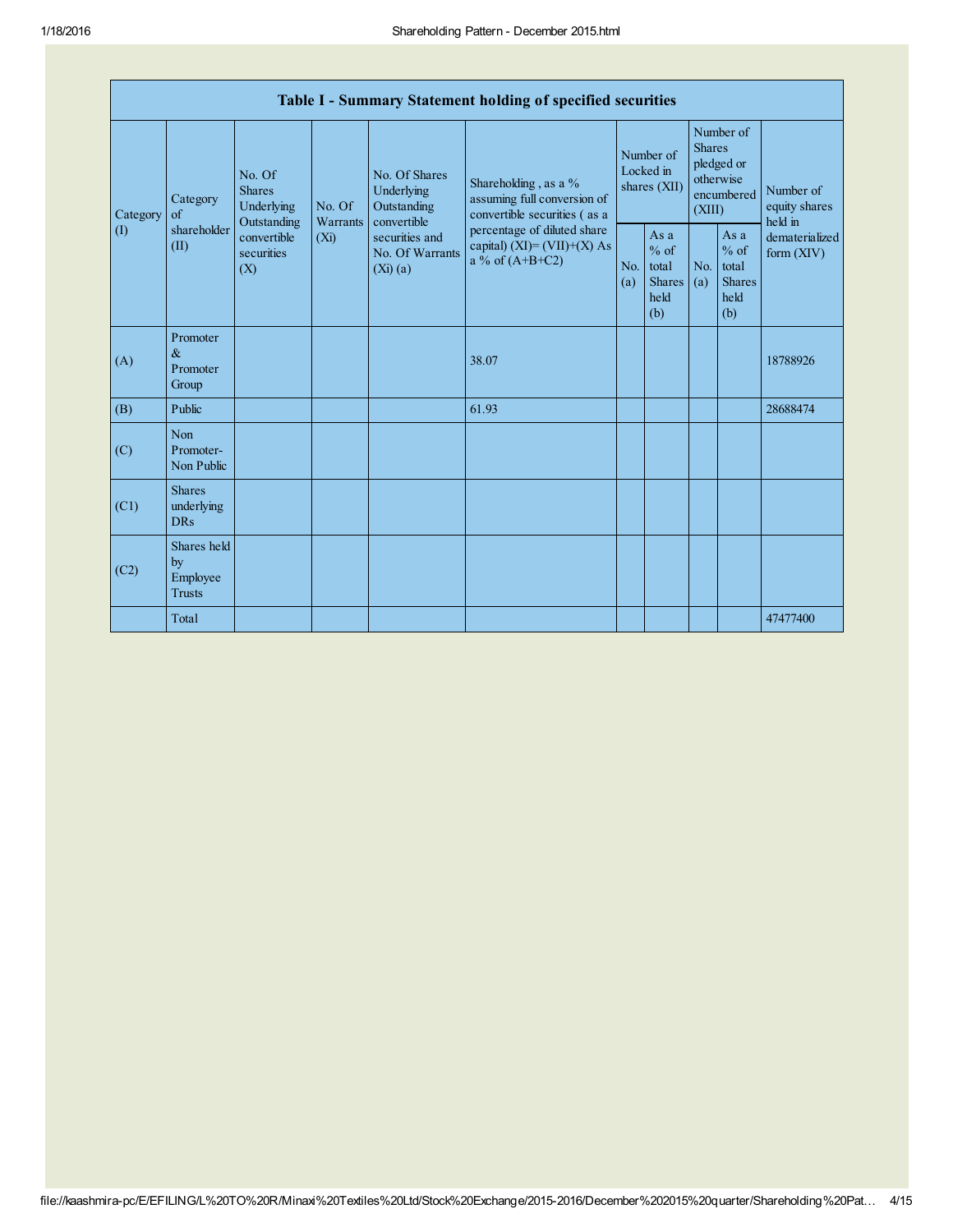| Table I - Summary Statement holding of specified securities | | | | | | | | | | |
|---|---|---|---|---|---|---|---|---|---|---|
| Category (I) | Category of shareholder (II) | No. Of Shares Underlying Outstanding convertible securities (X) | No. Of Warrants (Xi) | No. Of Shares Underlying Outstanding convertible securities and No. Of Warrants (Xi) (a) | Shareholding , as a % assuming full conversion of convertible securities ( as a percentage of diluted share capital) (XI)= (VII)+(X) As a % of (A+B+C2) | Number of Locked in shares (XII) | | Number of Shares pledged or otherwise encumbered (XIII) | | Number of equity shares held in dematerialized form (XIV) |
| | | | | | | No. (a) | As a % of total Shares held (b) | No. (a) | As a % of total Shares held (b) | |
| (A) | Promoter & Promoter Group | | | | 38.07 | | | | | 18788926 |
| (B) | Public | | | | 61.93 | | | | | 28688474 |
| (C) | Non Promoter- Non Public | | | | | | | | | |
| (C1) | Shares underlying DRs | | | | | | | | | |
| (C2) | Shares held by Employee Trusts | | | | | | | | | |
| | Total | | | | | | | | | 47477400 |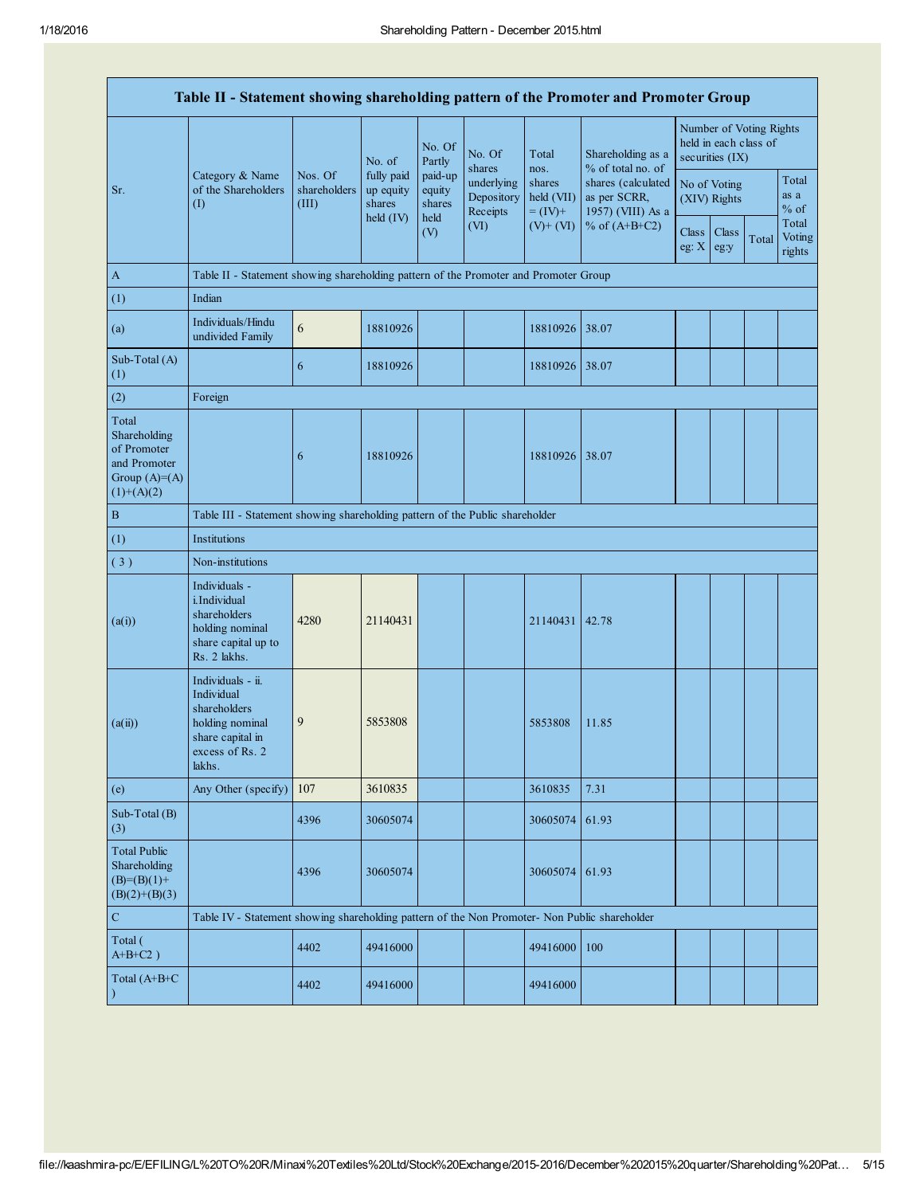| Table II - Statement showing shareholding pattern of the Promoter and Promoter Group | | | | | | | | | | | | |
|---|---|---|---|---|---|---|---|---|---|---|---|---|
| Sr. | Category & Name of the Shareholders (I) | Nos. Of shareholders (III) | No. of fully paid up equity shares held (IV) | No. Of Partly paid-up equity shares held (V) | No. Of shares underlying Depository Receipts (VI) | Total nos. shares held (VII) = (IV)+ (V)+ (VI) | Shareholding as a % of total no. of shares (calculated as per SCRR, 1957) (VIII) As a % of (A+B+C2) | Number of Voting Rights held in each class of securities (IX) | | | | |
| | | | | | | | | No of Voting (XIV) Rights | | | Total as a % of Total Voting rights |
| | | | | | | | | Class eg: X | Class eg:y | Total | |
| A | Table II - Statement showing shareholding pattern of the Promoter and Promoter Group | | | | | | | | | | | |
| (1) | Indian | | | | | | | | | | | |
| (a) | Individuals/Hindu undivided Family | 6 | 18810926 | | | 18810926 | 38.07 | | | | | |
| Sub-Total (A) (1) | | 6 | 18810926 | | | 18810926 | 38.07 | | | | | |
| (2) | Foreign | | | | | | | | | | | |
| Total Shareholding of Promoter and Promoter Group (A)=(A)(1)+(A)(2) | | 6 | 18810926 | | | 18810926 | 38.07 | | | | | |
| B | Table III - Statement showing shareholding pattern of the Public shareholder | | | | | | | | | | | |
| (1) | Institutions | | | | | | | | | | | |
| ( 3 ) | Non-institutions | | | | | | | | | | | |
| (a(i)) | Individuals - i.Individual shareholders holding nominal share capital up to Rs. 2 lakhs. | 4280 | 21140431 | | | 21140431 | 42.78 | | | | | |
| (a(ii)) | Individuals - ii. Individual shareholders holding nominal share capital in excess of Rs. 2 lakhs. | 9 | 5853808 | | | 5853808 | 11.85 | | | | | |
| (e) | Any Other (specify) | 107 | 3610835 | | | 3610835 | 7.31 | | | | | |
| Sub-Total (B) (3) | | 4396 | 30605074 | | | 30605074 | 61.93 | | | | | |
| Total Public Shareholding (B)=(B)(1)+(B)(2)+(B)(3) | | 4396 | 30605074 | | | 30605074 | 61.93 | | | | | |
| C | Table IV - Statement showing shareholding pattern of the Non Promoter- Non Public shareholder | | | | | | | | | | | |
| Total ( A+B+C2 ) | | 4402 | 49416000 | | | 49416000 | 100 | | | | | |
| Total (A+B+C ) | | 4402 | 49416000 | | | 49416000 | | | | | | |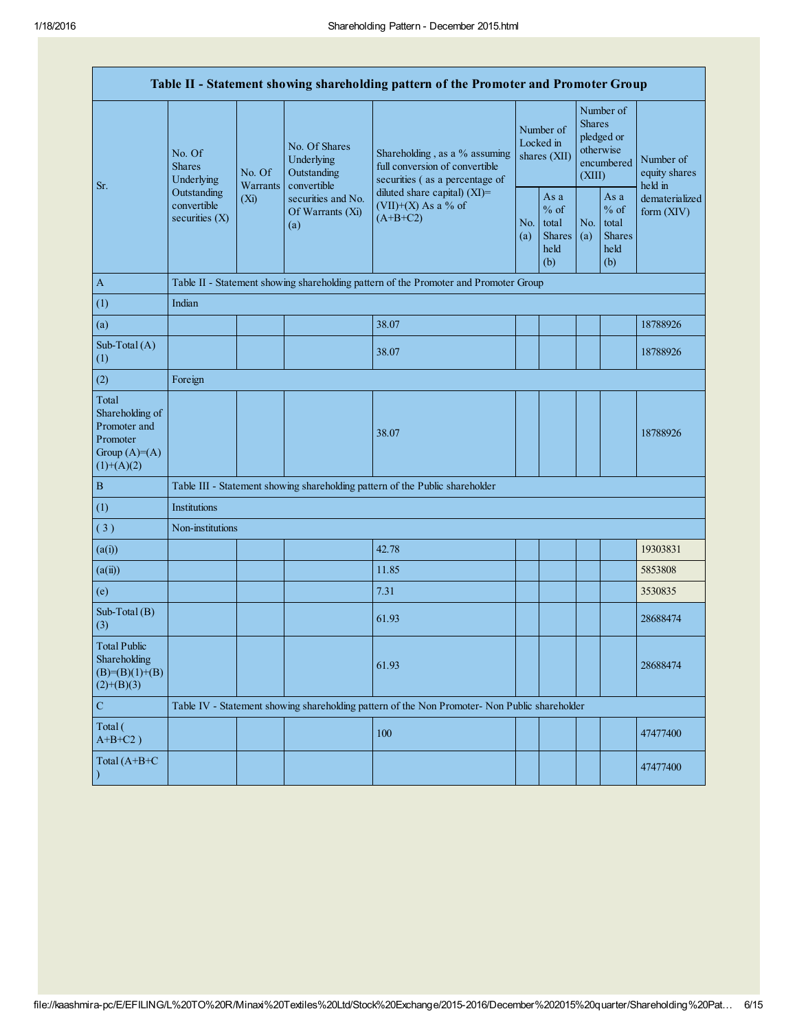| Table II - Statement showing shareholding pattern of the Promoter and Promoter Group | | | | | | | | | |
|---|---|---|---|---|---|---|---|---|---|
| Sr. | No. Of Shares Underlying Outstanding convertible securities (X) | No. Of Warrants (Xi) | No. Of Shares Underlying Outstanding convertible securities and No. Of Warrants (Xi) (a) | Shareholding , as a % assuming full conversion of convertible securities ( as a percentage of diluted share capital) (XI)= (VII)+(X) As a % of (A+B+C2) | Number of Locked in shares (XII) | | Number of Shares pledged or otherwise encumbered (XIII) | | Number of equity shares held in dematerialized form (XIV) |
| | | | | | No. (a) | As a % of total Shares held (b) | No. (a) | As a % of total Shares held (b) | |
| A | Table II - Statement showing shareholding pattern of the Promoter and Promoter Group | | | | | | | | |
| (1) | Indian | | | | | | | | |
| (a) | | | | 38.07 | | | | | 18788926 |
| Sub-Total (A) (1) | | | | 38.07 | | | | | 18788926 |
| (2) | Foreign | | | | | | | | |
| Total Shareholding of Promoter and Promoter Group (A)=(A)(1)+(A)(2) | | | | 38.07 | | | | | 18788926 |
| B | Table III - Statement showing shareholding pattern of the Public shareholder | | | | | | | | |
| (1) | Institutions | | | | | | | | |
| ( 3 ) | Non-institutions | | | | | | | | |
| (a(i)) | | | | 42.78 | | | | | 19303831 |
| (a(ii)) | | | | 11.85 | | | | | 5853808 |
| (e) | | | | 7.31 | | | | | 3530835 |
| Sub-Total (B) (3) | | | | 61.93 | | | | | 28688474 |
| Total Public Shareholding (B)=(B)(1)+(B)(2)+(B)(3) | | | | 61.93 | | | | | 28688474 |
| C | Table IV - Statement showing shareholding pattern of the Non Promoter- Non Public shareholder | | | | | | | | |
| Total ( A+B+C2 ) | | | | 100 | | | | | 47477400 |
| Total (A+B+C ) | | | | | | | | | 47477400 |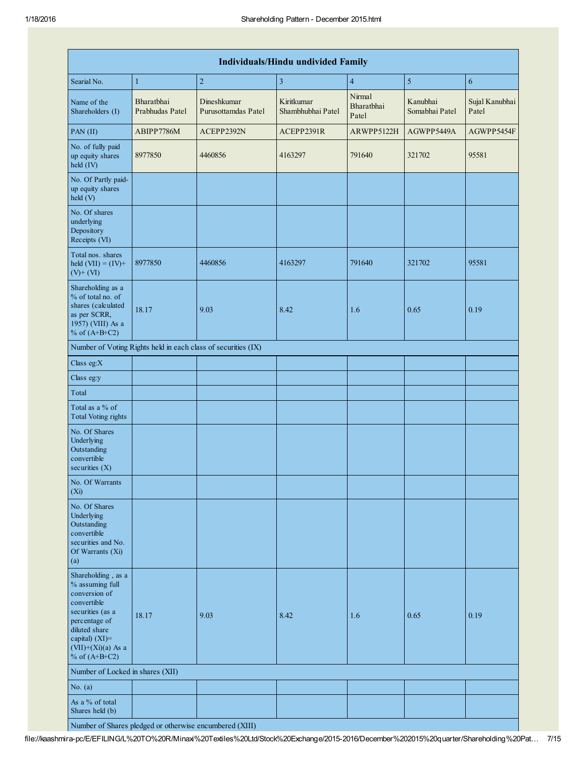| Individuals/Hindu undivided Family | | | | | | |
|---|---|---|---|---|---|---|
| Searial No. | 1 | 2 | 3 | 4 | 5 | 6 |
| Name of the Shareholders (I) | Bharatbhai Prabhudas Patel | Dineshkumar Purusottamdas Patel | Kiritkumar Shambhubhai Patel | Nirmal Bharatbhai Patel | Kanubhai Somabhai Patel | Sujal Kanubhai Patel |
| PAN (II) | ABIPP7786M | ACEPP2392N | ACEPP2391R | ARWPP5122H | AGWPP5449A | AGWPP5454F |
| No. of fully paid up equity shares held (IV) | 8977850 | 4460856 | 4163297 | 791640 | 321702 | 95581 |
| No. Of Partly paid-up equity shares held (V) | | | | | | |
| No. Of shares underlying Depository Receipts (VI) | | | | | | |
| Total nos. shares held (VII) = (IV)+ (V)+ (VI) | 8977850 | 4460856 | 4163297 | 791640 | 321702 | 95581 |
| Shareholding as a % of total no. of shares (calculated as per SCRR, 1957) (VIII) As a % of (A+B+C2) | 18.17 | 9.03 | 8.42 | 1.6 | 0.65 | 0.19 |
| Number of Voting Rights held in each class of securities (IX) | | | | | | |
| Class eg:X | | | | | | |
| Class eg:y | | | | | | |
| Total | | | | | | |
| Total as a % of Total Voting rights | | | | | | |
| No. Of Shares Underlying Outstanding convertible securities (X) | | | | | | |
| No. Of Warrants (Xi) | | | | | | |
| No. Of Shares Underlying Outstanding convertible securities and No. Of Warrants (Xi) (a) | | | | | | |
| Shareholding , as a % assuming full conversion of convertible securities (as a percentage of diluted share capital) (XI)= (VII)+(Xi)(a) As a % of (A+B+C2) | 18.17 | 9.03 | 8.42 | 1.6 | 0.65 | 0.19 |
| Number of Locked in shares (XII) | | | | | | |
| No. (a) | | | | | | |
| As a % of total Shares held (b) | | | | | | |
| Number of Shares pledged or otherwise encumbered (XIII) | | | | | | |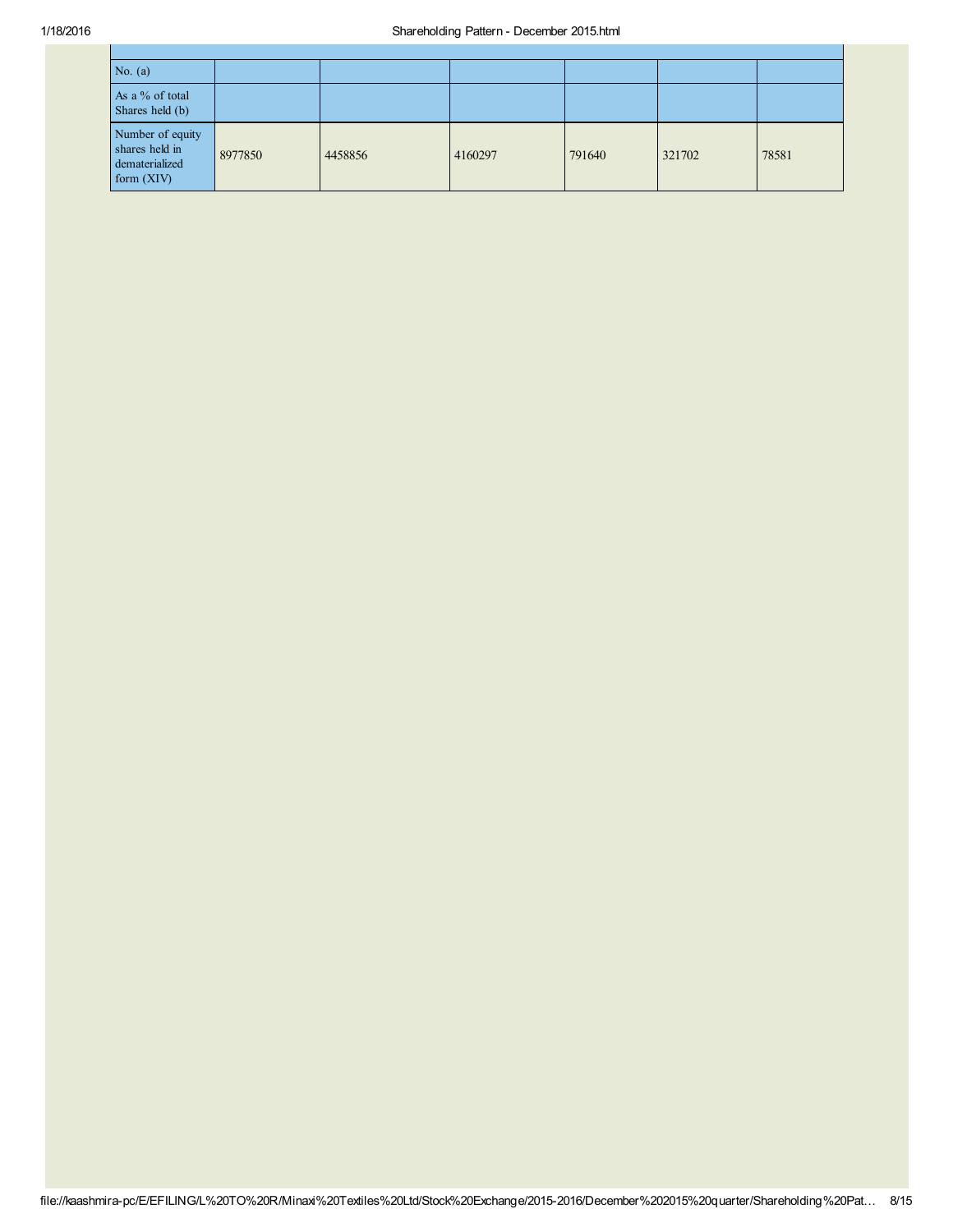| | | | | | | |
|---|---|---|---|---|---|---|
| No. (a) | | | | | | |
| As a % of total Shares held (b) | | | | | | |
| Number of equity shares held in dematerialized form (XIV) | 8977850 | 4458856 | 4160297 | 791640 | 321702 | 78581 |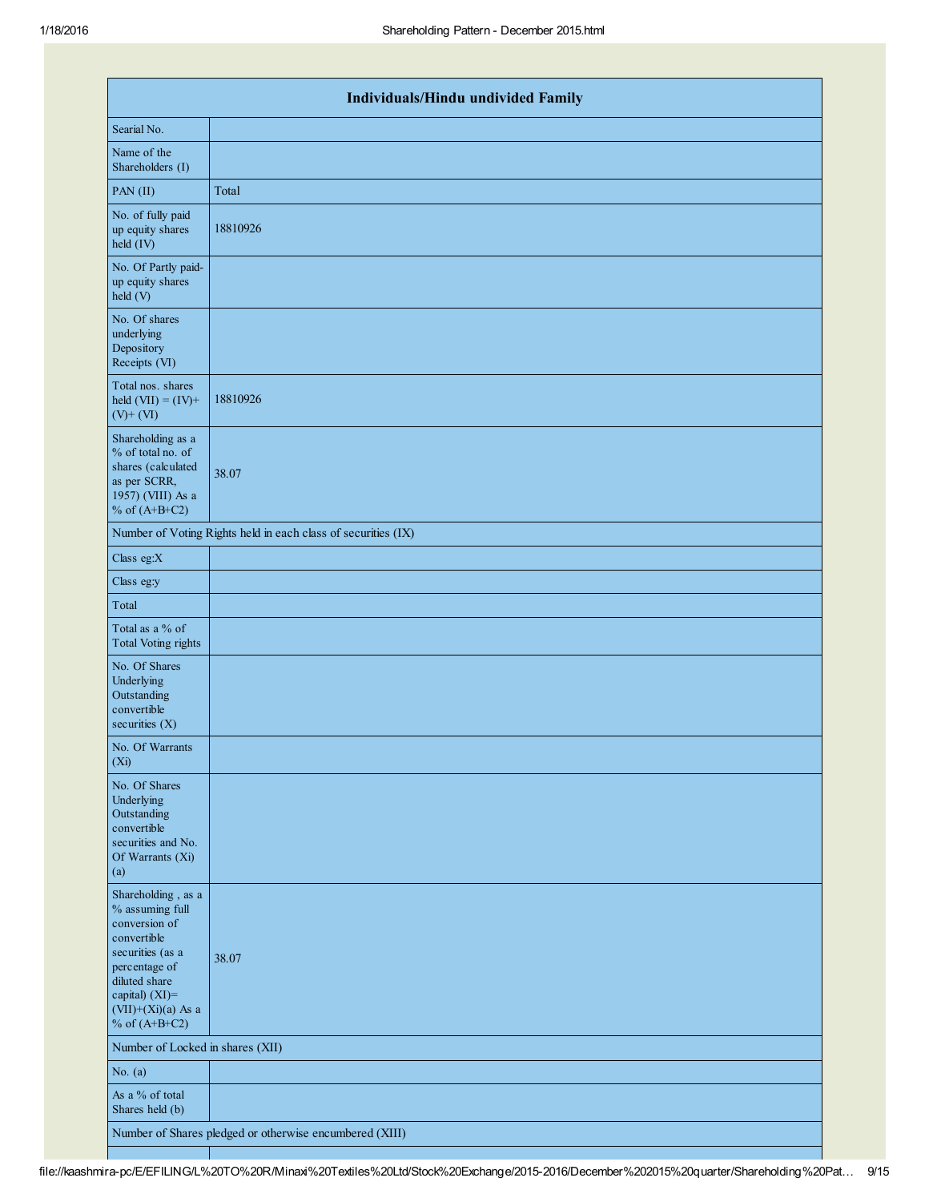| Individuals/Hindu undivided Family | |
|---|---|
| Searial No. | |
| Name of the Shareholders (I) | |
| PAN (II) | Total |
| No. of fully paid up equity shares held (IV) | 18810926 |
| No. Of Partly paid-up equity shares held (V) | |
| No. Of shares underlying Depository Receipts (VI) | |
| Total nos. shares held (VII) = (IV)+ (V)+ (VI) | 18810926 |
| Shareholding as a % of total no. of shares (calculated as per SCRR, 1957) (VIII) As a % of (A+B+C2) | 38.07 |
| Number of Voting Rights held in each class of securities (IX) | |
| Class eg:X | |
| Class eg:y | |
| Total | |
| Total as a % of Total Voting rights | |
| No. Of Shares Underlying Outstanding convertible securities (X) | |
| No. Of Warrants (Xi) | |
| No. Of Shares Underlying Outstanding convertible securities and No. Of Warrants (Xi) (a) | |
| Shareholding , as a % assuming full conversion of convertible securities (as a percentage of diluted share capital) (XI)= (VII)+(Xi)(a) As a % of (A+B+C2) | 38.07 |
| Number of Locked in shares (XII) | |
| No. (a) | |
| As a % of total Shares held (b) | |
| Number of Shares pledged or otherwise encumbered (XIII) | |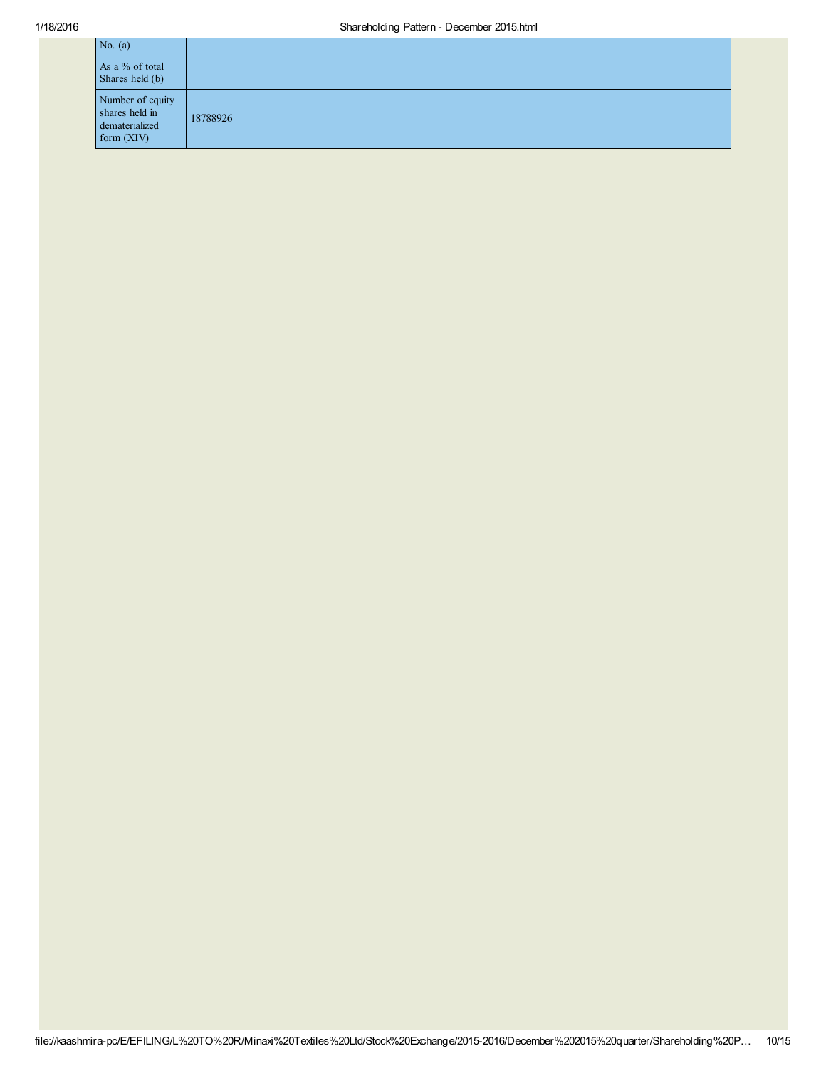| | |
|---|---|
| No. (a) | |
| As a % of total Shares held (b) | |
| Number of equity shares held in dematerialized form (XIV) | 18788926 |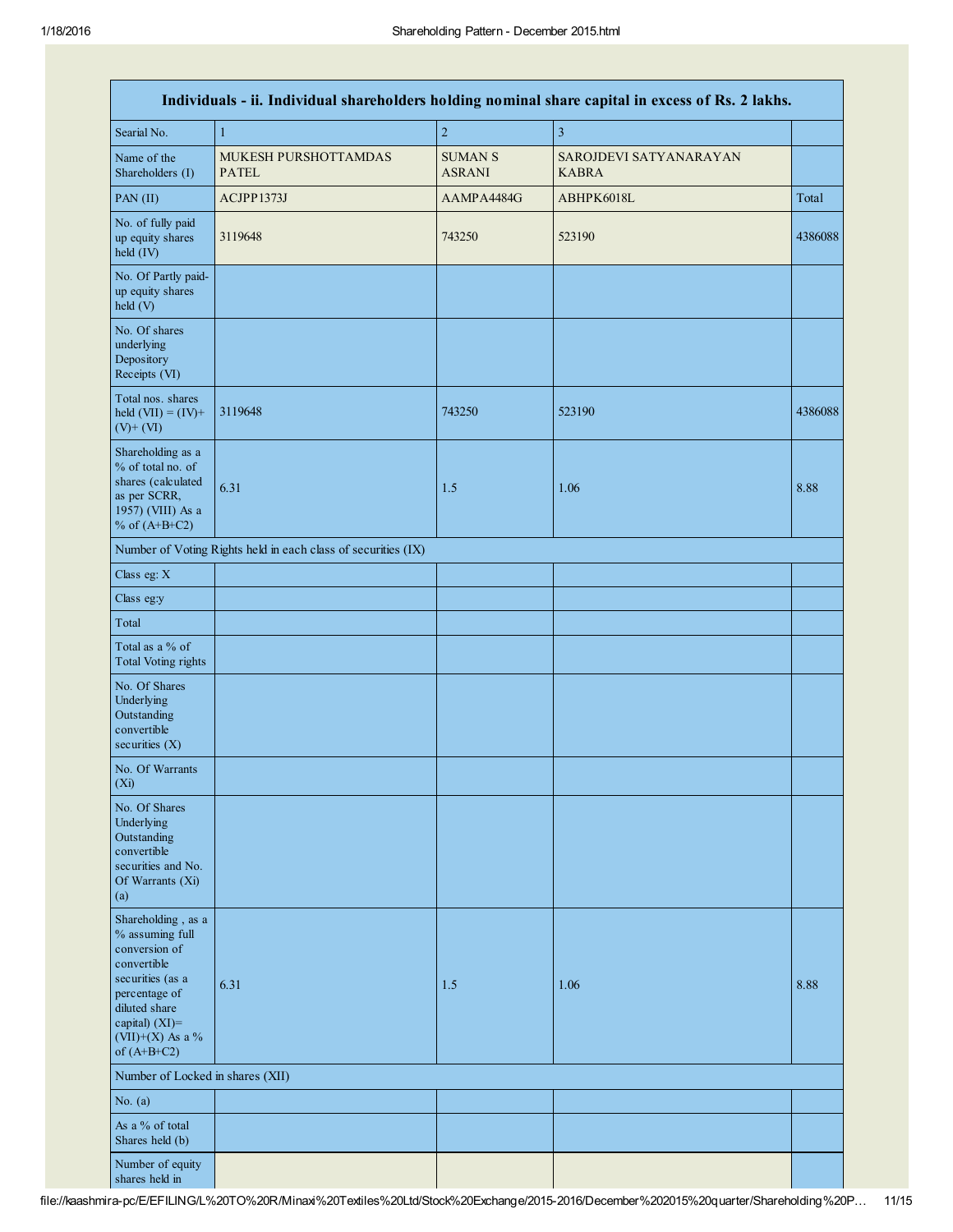| Individuals - ii. Individual shareholders holding nominal share capital in excess of Rs. 2 lakhs. | | | | |
|---|---|---|---|---|
| Searial No. | 1 | 2 | 3 | |
| Name of the Shareholders (I) | MUKESH PURSHOTTAMDAS PATEL | SUMAN S ASRANI | SAROJDEVI SATYANARAYAN KABRA | |
| PAN (II) | ACJPP1373J | AAMPA4484G | ABHPK6018L | Total |
| No. of fully paid up equity shares held (IV) | 3119648 | 743250 | 523190 | 4386088 |
| No. Of Partly paid-up equity shares held (V) | | | | |
| No. Of shares underlying Depository Receipts (VI) | | | | |
| Total nos. shares held (VII) = (IV)+ (V)+ (VI) | 3119648 | 743250 | 523190 | 4386088 |
| Shareholding as a % of total no. of shares (calculated as per SCRR, 1957) (VIII) As a % of (A+B+C2) | 6.31 | 1.5 | 1.06 | 8.88 |
| Number of Voting Rights held in each class of securities (IX) | | | | |
| Class eg: X | | | | |
| Class eg:y | | | | |
| Total | | | | |
| Total as a % of Total Voting rights | | | | |
| No. Of Shares Underlying Outstanding convertible securities (X) | | | | |
| No. Of Warrants (Xi) | | | | |
| No. Of Shares Underlying Outstanding convertible securities and No. Of Warrants (Xi) (a) | | | | |
| Shareholding , as a % assuming full conversion of convertible securities (as a percentage of diluted share capital) (XI)= (VII)+(X) As a % of (A+B+C2) | 6.31 | 1.5 | 1.06 | 8.88 |
| Number of Locked in shares (XII) | | | | |
| No. (a) | | | | |
| As a % of total Shares held (b) | | | | |
| Number of equity shares held in | | | | |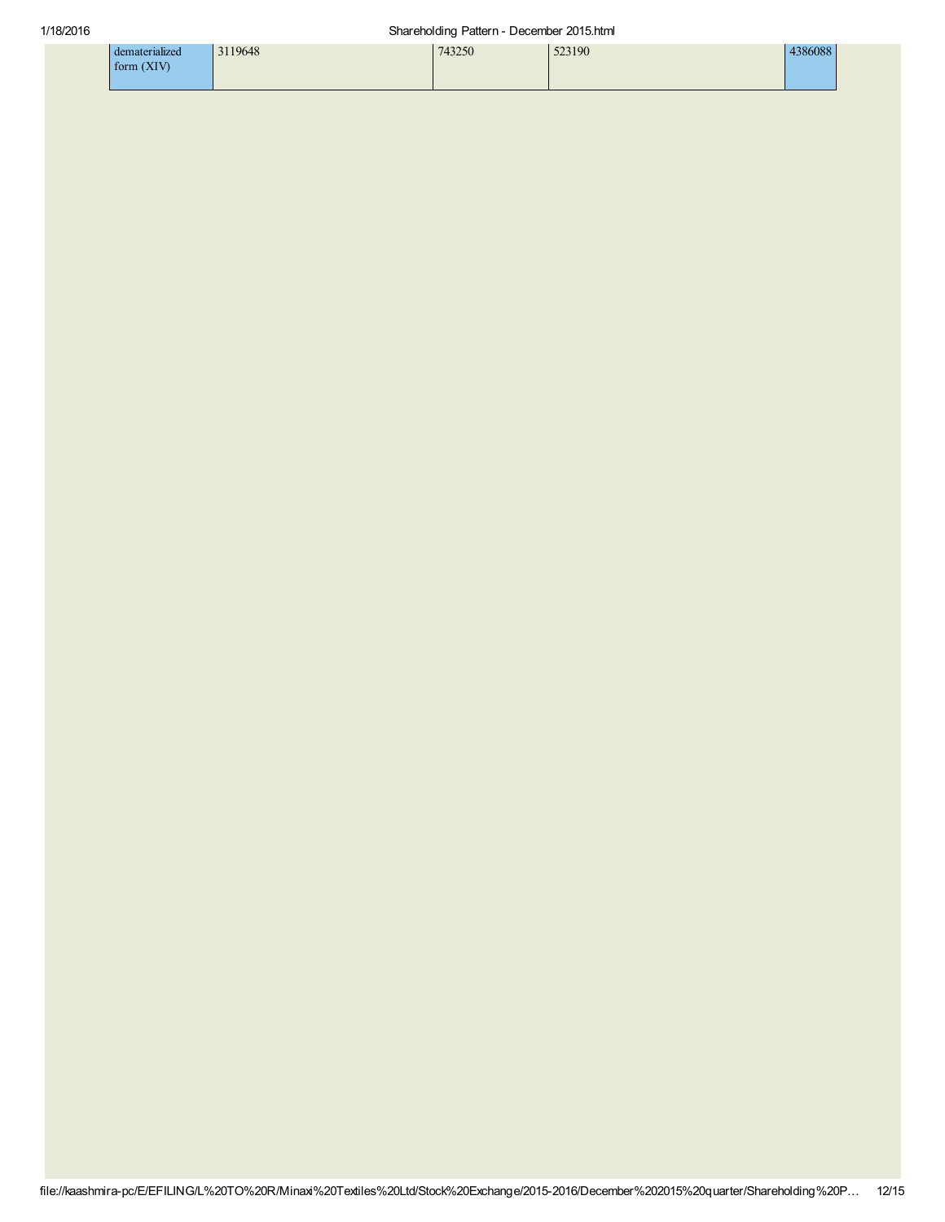| dematerialized form (XIV) | 3119648 | 743250 | 523190 | 4386088 |
|---|---|---|---|---|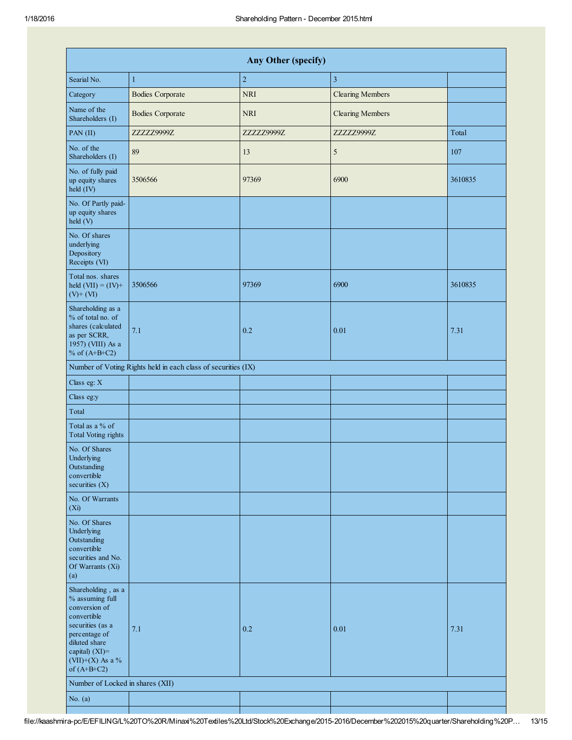| Any Other (specify) | | | | |
|---|---|---|---|---|
| Searial No. | 1 | 2 | 3 | |
| Category | Bodies Corporate | NRI | Clearing Members | |
| Name of the Shareholders (I) | Bodies Corporate | NRI | Clearing Members | |
| PAN (II) | ZZZZZ9999Z | ZZZZZ9999Z | ZZZZZ9999Z | Total |
| No. of the Shareholders (I) | 89 | 13 | 5 | 107 |
| No. of fully paid up equity shares held (IV) | 3506566 | 97369 | 6900 | 3610835 |
| No. Of Partly paid-up equity shares held (V) | | | | |
| No. Of shares underlying Depository Receipts (VI) | | | | |
| Total nos. shares held (VII) = (IV)+ (V)+ (VI) | 3506566 | 97369 | 6900 | 3610835 |
| Shareholding as a % of total no. of shares (calculated as per SCRR, 1957) (VIII) As a % of (A+B+C2) | 7.1 | 0.2 | 0.01 | 7.31 |
| Number of Voting Rights held in each class of securities (IX) | | | | |
| Class eg: X | | | | |
| Class eg:y | | | | |
| Total | | | | |
| Total as a % of Total Voting rights | | | | |
| No. Of Shares Underlying Outstanding convertible securities (X) | | | | |
| No. Of Warrants (Xi) | | | | |
| No. Of Shares Underlying Outstanding convertible securities and No. Of Warrants (Xi) (a) | | | | |
| Shareholding , as a % assuming full conversion of convertible securities (as a percentage of diluted share capital) (XI)= (VII)+(X) As a % of (A+B+C2) | 7.1 | 0.2 | 0.01 | 7.31 |
| Number of Locked in shares (XII) | | | | |
| No. (a) | | | | |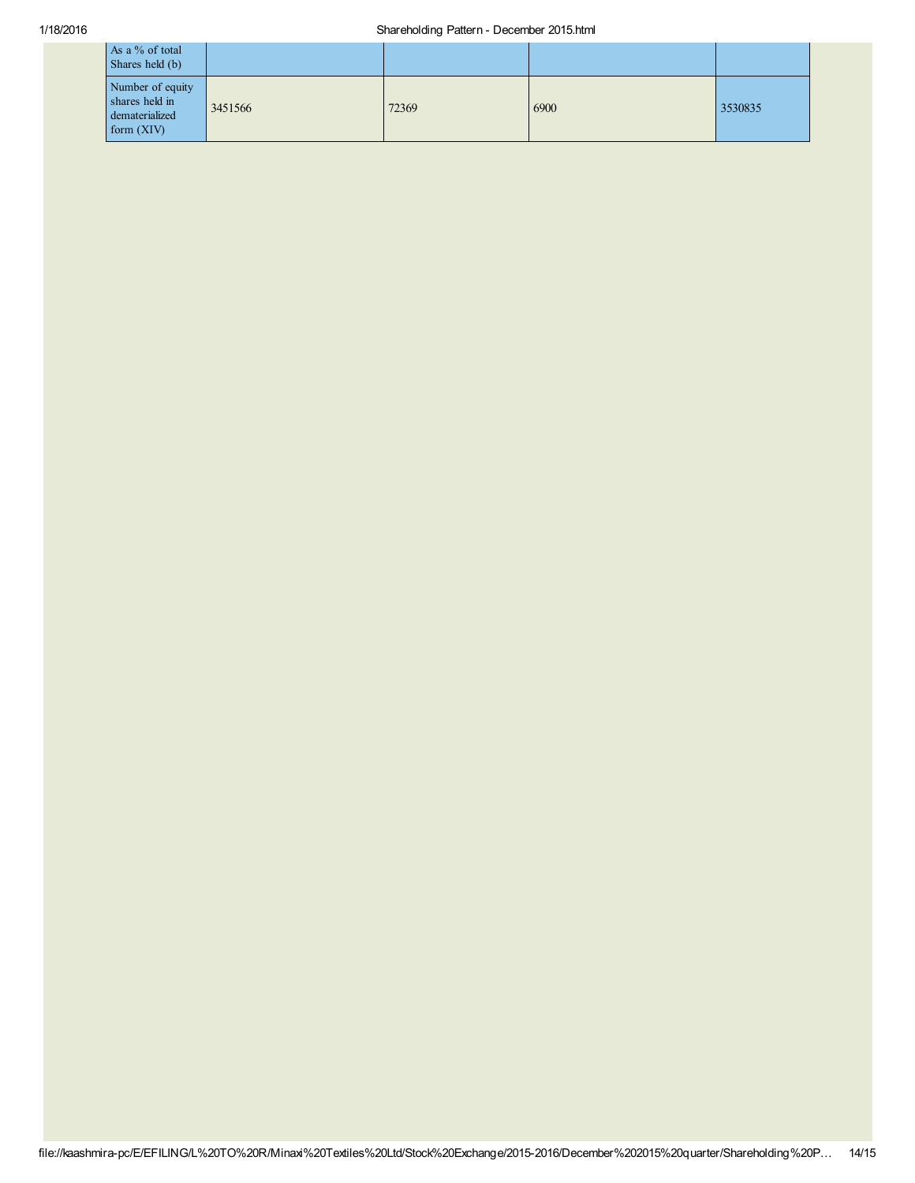| | | | | |
|---|---|---|---|---|
| As a % of total Shares held (b) | | | | |
| Number of equity shares held in dematerialized form (XIV) | 3451566 | 72369 | 6900 | 3530835 |